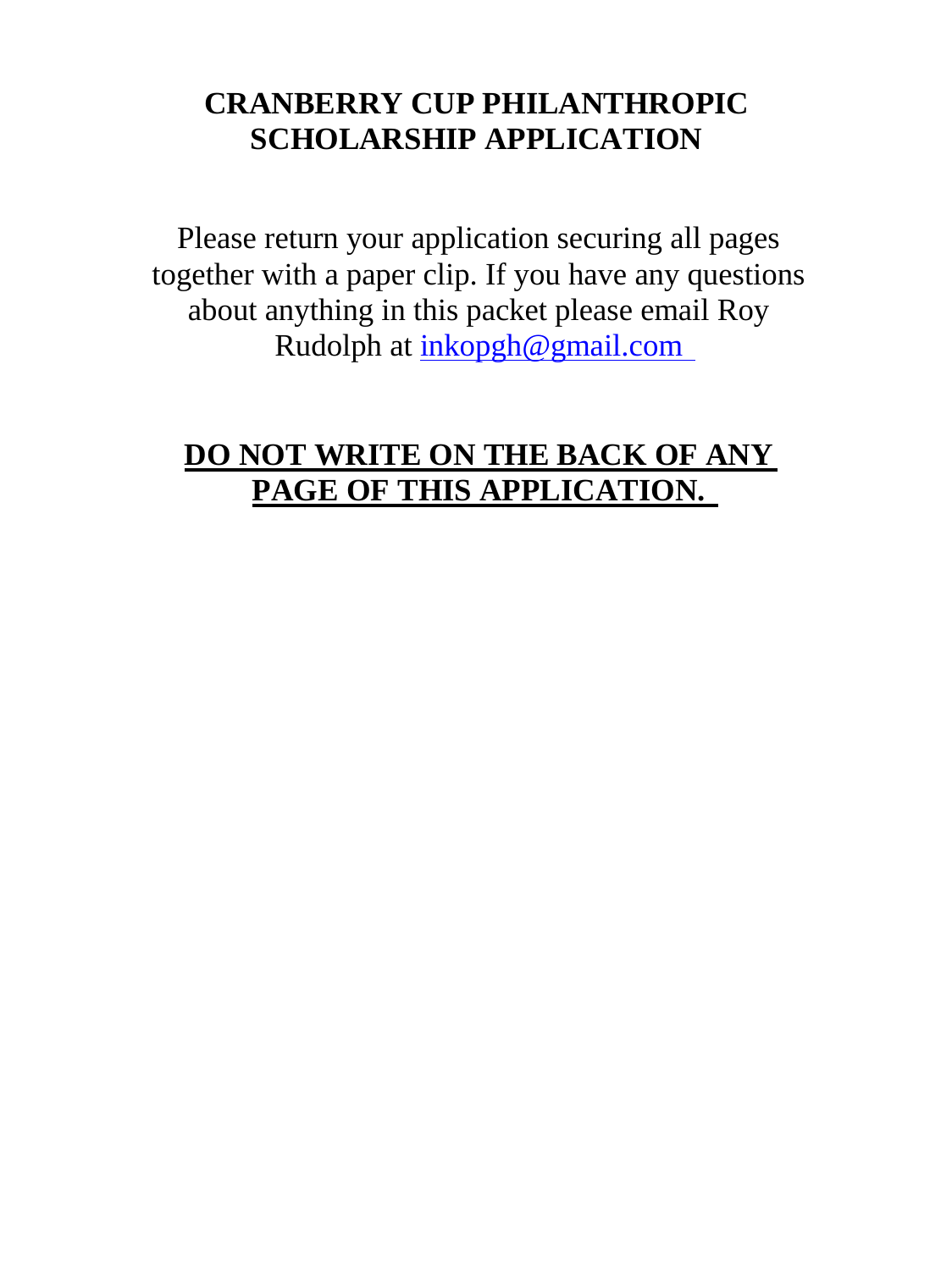# CRANBERRY CUP PHILANTHROPIC SCHOLARSHIP APPLICATION

Please return your application securing all pages together with a paper clip. If you have any questions about anything in this packet please email Roy Rudolph at inkopgh@gmail.com

## **DO NOT WRITE ON THE BACK OF ANY PAGE OF THIS APPLICATION.**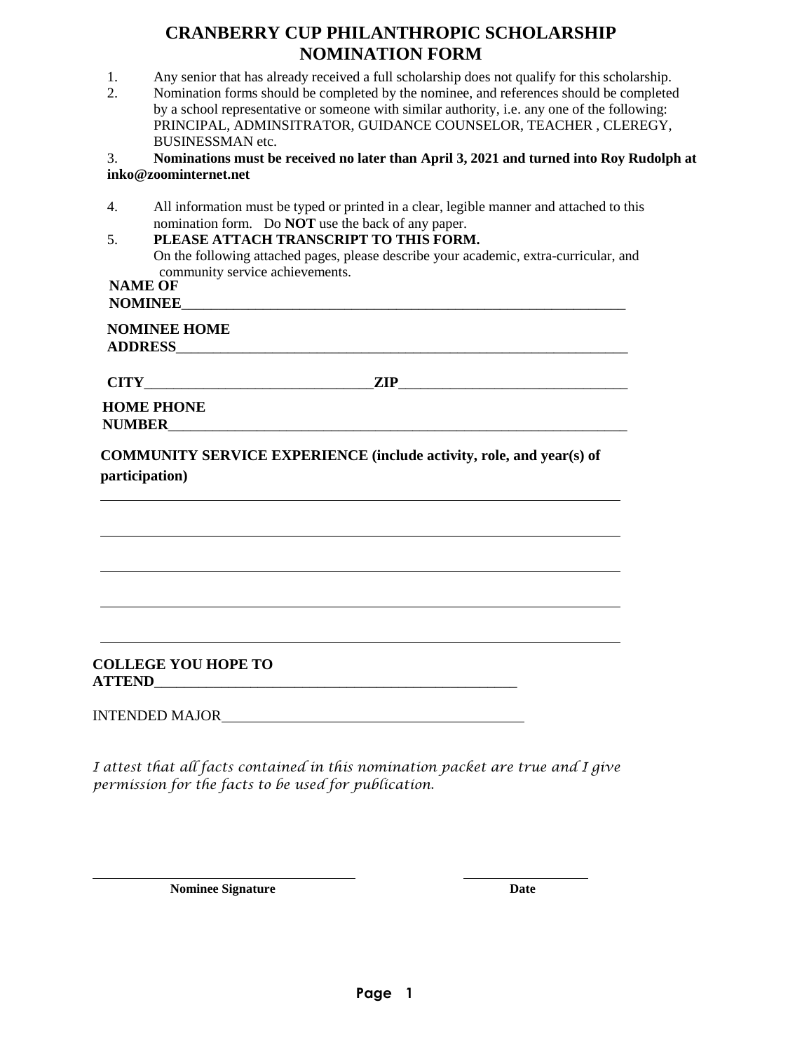# CRANBERRY CUP PHILANTHROPIC SCHOLARSHIP NOMINATION FORM

1. Any senior that has already received a full scholarship does not qualify for this scholarship.
2. Nomination forms should be completed by the nominee, and references should be completed by a school representative or someone with similar authority, i.e. any one of the following: PRINCIPAL, ADMINSITRATOR, GUIDANCE COUNSELOR, TEACHER , CLEREGY, BUSINESSMAN etc.
3. **Nominations must be received no later than April 3, 2021 and turned into Roy Rudolph at inko@zoominternet.net**
4. All information must be typed or printed in a clear, legible manner and attached to this nomination form. Do **NOT** use the back of any paper.
5. **PLEASE ATTACH TRANSCRIPT TO THIS FORM.**
   On the following attached pages, please describe your academic, extra-curricular, and community service achievements.

**NAME OF NOMINEE**_______________________________________________________________

**NOMINEE HOME ADDRESS**_______________________________________________________________

**CITY**_______________________________**ZIP**_______________________________

**HOME PHONE NUMBER**_______________________________________________________________

**COMMUNITY SERVICE EXPERIENCE (include activity, role, and year(s) of participation)**

_______________________________________________________________

_______________________________________________________________

_______________________________________________________________

_______________________________________________________________

_______________________________________________________________

**COLLEGE YOU HOPE TO ATTEND**___________________________________________________

INTENDED MAJOR_________________________________________

*I attest that all facts contained in this nomination packet are true and I give permission for the facts to be used for publication.*

____________________________________ ____________________

**Nominee Signature** **Date**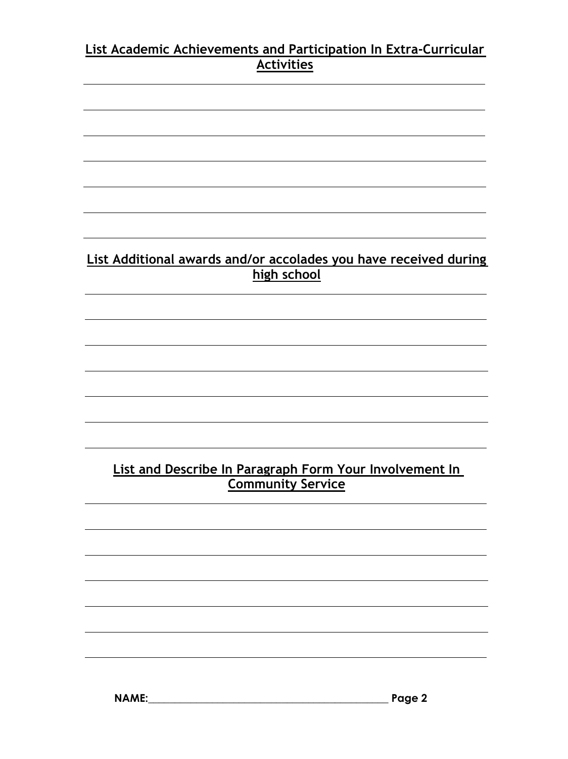## List Academic Achievements and Participation In Extra-Curricular Activities

## List Additional awards and/or accolades you have received during high school

## List and Describe In Paragraph Form Your Involvement In Community Service

**NAME:**_____________________________________________ **Page 2**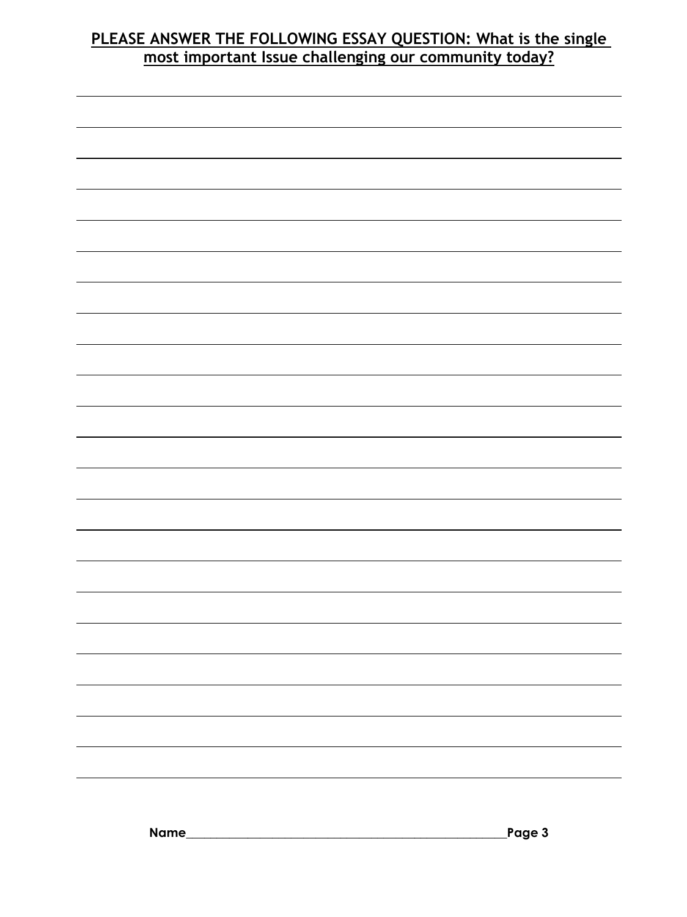**PLEASE ANSWER THE FOLLOWING ESSAY QUESTION: What is the single most important Issue challenging our community today?**

Name_______________________________________________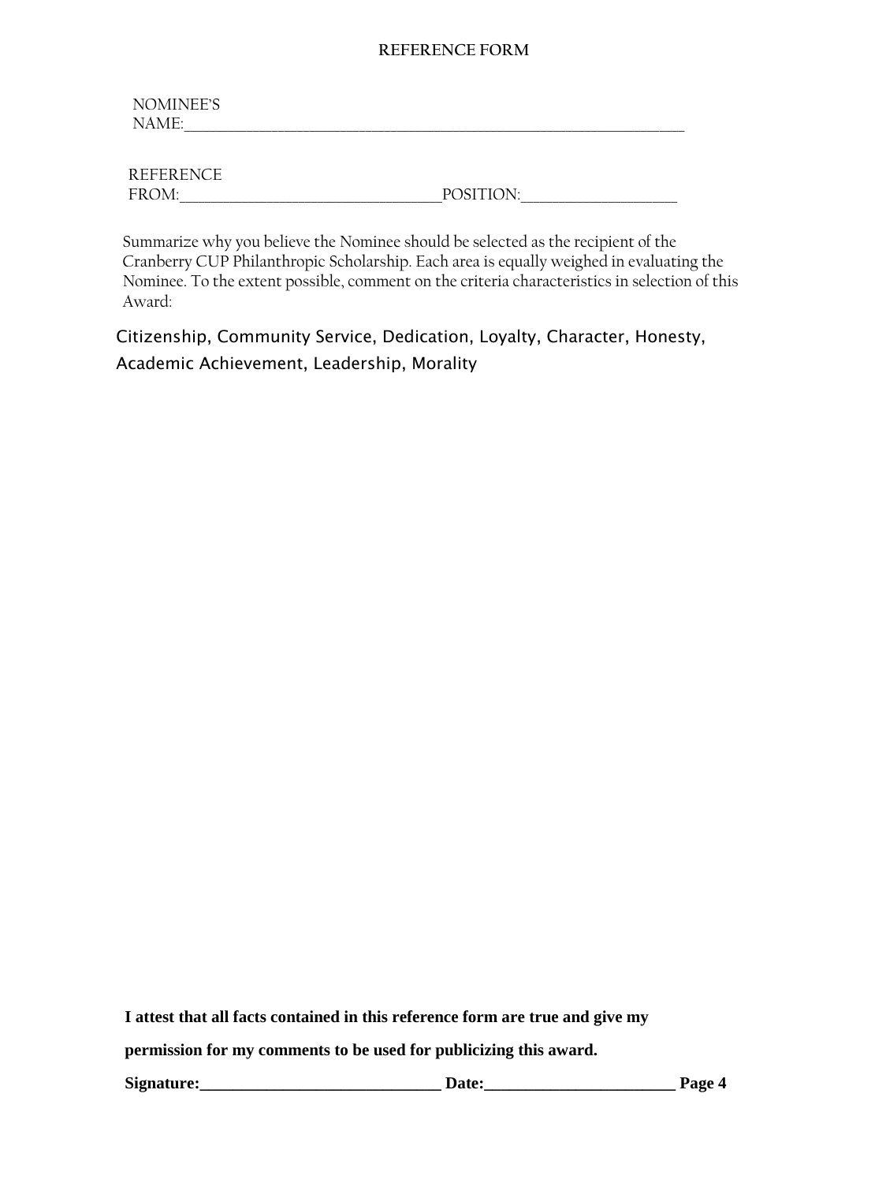# REFERENCE FORM

NOMINEE'S NAME:______________________________________________________________________

REFERENCE FROM:_________________________________POSITION:____________________

Summarize why you believe the Nominee should be selected as the recipient of the Cranberry CUP Philanthropic Scholarship. Each area is equally weighed in evaluating the Nominee. To the extent possible, comment on the criteria characteristics in selection of this Award:

Citizenship, Community Service, Dedication, Loyalty, Character, Honesty, Academic Achievement, Leadership, Morality

**I attest that all facts contained in this reference form are true and give my permission for my comments to be used for publicizing this award.**

**Signature:_____________________________ Date:_______________________**